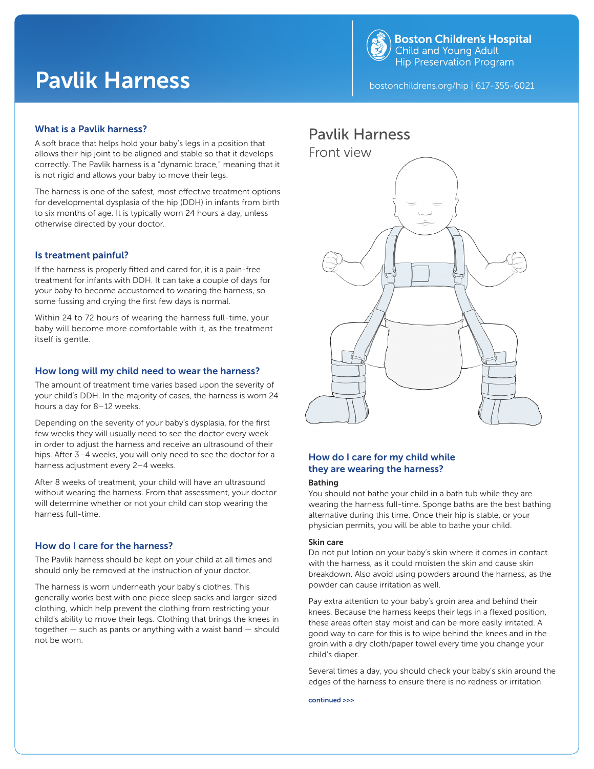# Pavlik Harness

**Boston Children's Hospital**
Child and Young Adult
Hip Preservation Program

bostonchildrens.org/hip | 617-355-6021

## What is a Pavlik harness?

A soft brace that helps hold your baby's legs in a position that allows their hip joint to be aligned and stable so that it develops correctly. The Pavlik harness is a "dynamic brace," meaning that it is not rigid and allows your baby to move their legs.

The harness is one of the safest, most effective treatment options for developmental dysplasia of the hip (DDH) in infants from birth to six months of age. It is typically worn 24 hours a day, unless otherwise directed by your doctor.

## Is treatment painful?

If the harness is properly fitted and cared for, it is a pain-free treatment for infants with DDH. It can take a couple of days for your baby to become accustomed to wearing the harness, so some fussing and crying the first few days is normal.

Within 24 to 72 hours of wearing the harness full-time, your baby will become more comfortable with it, as the treatment itself is gentle.

## How long will my child need to wear the harness?

The amount of treatment time varies based upon the severity of your child's DDH. In the majority of cases, the harness is worn 24 hours a day for 8–12 weeks.

Depending on the severity of your baby's dysplasia, for the first few weeks they will usually need to see the doctor every week in order to adjust the harness and receive an ultrasound of their hips. After 3–4 weeks, you will only need to see the doctor for a harness adjustment every 2–4 weeks.

After 8 weeks of treatment, your child will have an ultrasound without wearing the harness. From that assessment, your doctor will determine whether or not your child can stop wearing the harness full-time.

## How do I care for the harness?

The Pavlik harness should be kept on your child at all times and should only be removed at the instruction of your doctor.

The harness is worn underneath your baby's clothes. This generally works best with one piece sleep sacks and larger-sized clothing, which help prevent the clothing from restricting your child's ability to move their legs. Clothing that brings the knees in together — such as pants or anything with a waist band — should not be worn.

Pavlik Harness
Front view

## How do I care for my child while they are wearing the harness?

**Bathing**

You should not bathe your child in a bath tub while they are wearing the harness full-time. Sponge baths are the best bathing alternative during this time. Once their hip is stable, or your physician permits, you will be able to bathe your child.

**Skin care**

Do not put lotion on your baby's skin where it comes in contact with the harness, as it could moisten the skin and cause skin breakdown. Also avoid using powders around the harness, as the powder can cause irritation as well.

Pay extra attention to your baby's groin area and behind their knees. Because the harness keeps their legs in a flexed position, these areas often stay moist and can be more easily irritated. A good way to care for this is to wipe behind the knees and in the groin with a dry cloth/paper towel every time you change your child's diaper.

Several times a day, you should check your baby's skin around the edges of the harness to ensure there is no redness or irritation.

continued >>>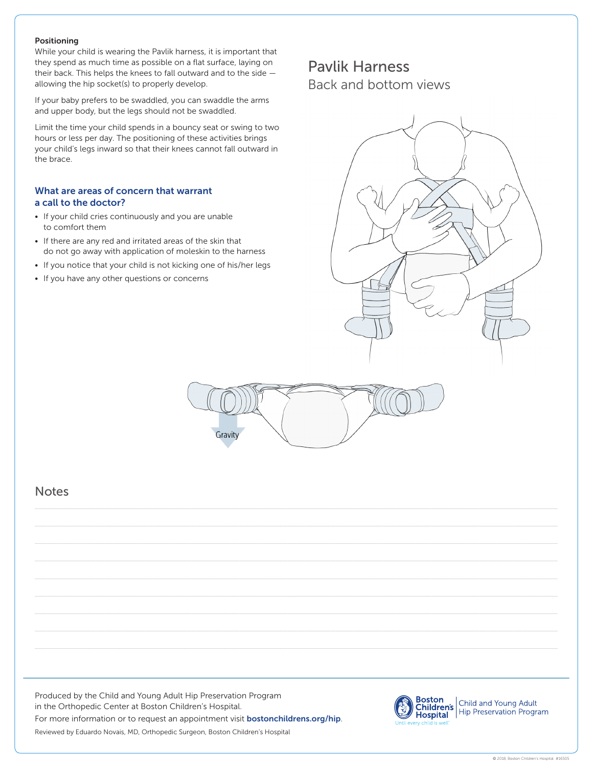**Positioning**

While your child is wearing the Pavlik harness, it is important that they spend as much time as possible on a flat surface, laying on their back. This helps the knees to fall outward and to the side — allowing the hip socket(s) to properly develop.

If your baby prefers to be swaddled, you can swaddle the arms and upper body, but the legs should not be swaddled.

Limit the time your child spends in a bouncy seat or swing to two hours or less per day. The positioning of these activities brings your child's legs inward so that their knees cannot fall outward in the brace.

## What are areas of concern that warrant a call to the doctor?

- If your child cries continuously and you are unable to comfort them
- If there are any red and irritated areas of the skin that do not go away with application of moleskin to the harness
- If you notice that your child is not kicking one of his/her legs
- If you have any other questions or concerns

## Pavlik Harness

Back and bottom views

Gravity

## Notes

Produced by the Child and Young Adult Hip Preservation Program in the Orthopedic Center at Boston Children's Hospital.

For more information or to request an appointment visit **bostonchildrens.org/hip**.

Reviewed by Eduardo Novais, MD, Orthopedic Surgeon, Boston Children's Hospital

Boston Children's Hospital | Child and Young Adult Hip Preservation Program

Until every child is well

© 2018, Boston Children's Hospital #16505